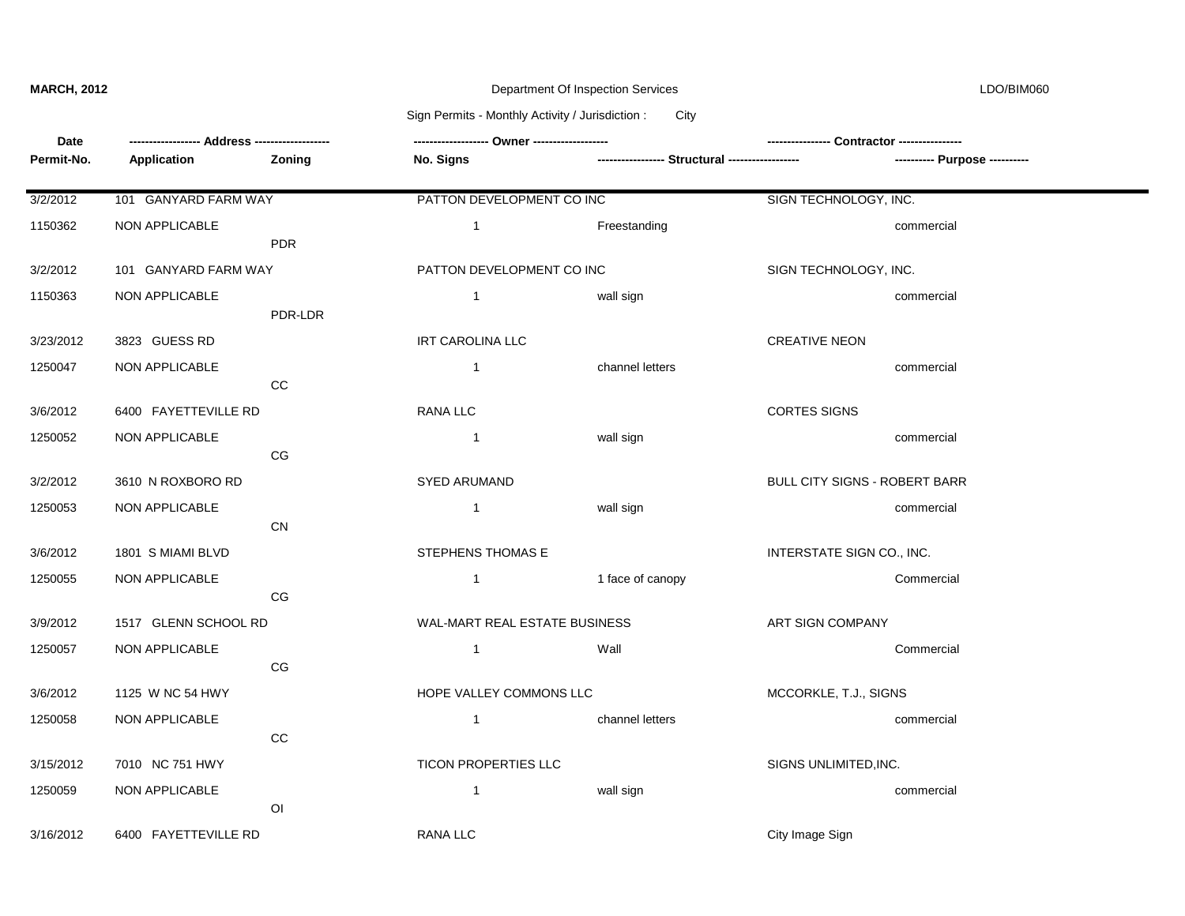**MARCH, 2012** — Department Of Inspection Services — LDO/BIM060

Sign Permits - Monthly Activity / Jurisdiction : City

| Date / Permit-No. | Address / Application | Zoning | Owner / No. Signs | Structural | Contractor / Purpose |
|---|---|---|---|---|---|
| 3/2/2012 | 101 GANYARD FARM WAY | | PATTON DEVELOPMENT CO INC | | SIGN TECHNOLOGY, INC. |
| 1150362 | NON APPLICABLE | PDR | 1 | Freestanding | commercial |
| 3/2/2012 | 101 GANYARD FARM WAY | | PATTON DEVELOPMENT CO INC | | SIGN TECHNOLOGY, INC. |
| 1150363 | NON APPLICABLE | PDR-LDR | 1 | wall sign | commercial |
| 3/23/2012 | 3823 GUESS RD | | IRT CAROLINA LLC | | CREATIVE NEON |
| 1250047 | NON APPLICABLE | CC | 1 | channel letters | commercial |
| 3/6/2012 | 6400 FAYETTEVILLE RD | | RANA LLC | | CORTES SIGNS |
| 1250052 | NON APPLICABLE | CG | 1 | wall sign | commercial |
| 3/2/2012 | 3610 N ROXBORO RD | | SYED ARUMAND | | BULL CITY SIGNS - ROBERT BARR |
| 1250053 | NON APPLICABLE | CN | 1 | wall sign | commercial |
| 3/6/2012 | 1801 S MIAMI BLVD | | STEPHENS THOMAS E | | INTERSTATE SIGN CO., INC. |
| 1250055 | NON APPLICABLE | CG | 1 | 1 face of canopy | Commercial |
| 3/9/2012 | 1517 GLENN SCHOOL RD | | WAL-MART REAL ESTATE BUSINESS | | ART SIGN COMPANY |
| 1250057 | NON APPLICABLE | CG | 1 | Wall | Commercial |
| 3/6/2012 | 1125 W NC 54 HWY | | HOPE VALLEY COMMONS LLC | | MCCORKLE, T.J., SIGNS |
| 1250058 | NON APPLICABLE | CC | 1 | channel letters | commercial |
| 3/15/2012 | 7010 NC 751 HWY | | TICON PROPERTIES LLC | | SIGNS UNLIMITED,INC. |
| 1250059 | NON APPLICABLE | OI | 1 | wall sign | commercial |
| 3/16/2012 | 6400 FAYETTEVILLE RD | | RANA LLC | | City Image Sign |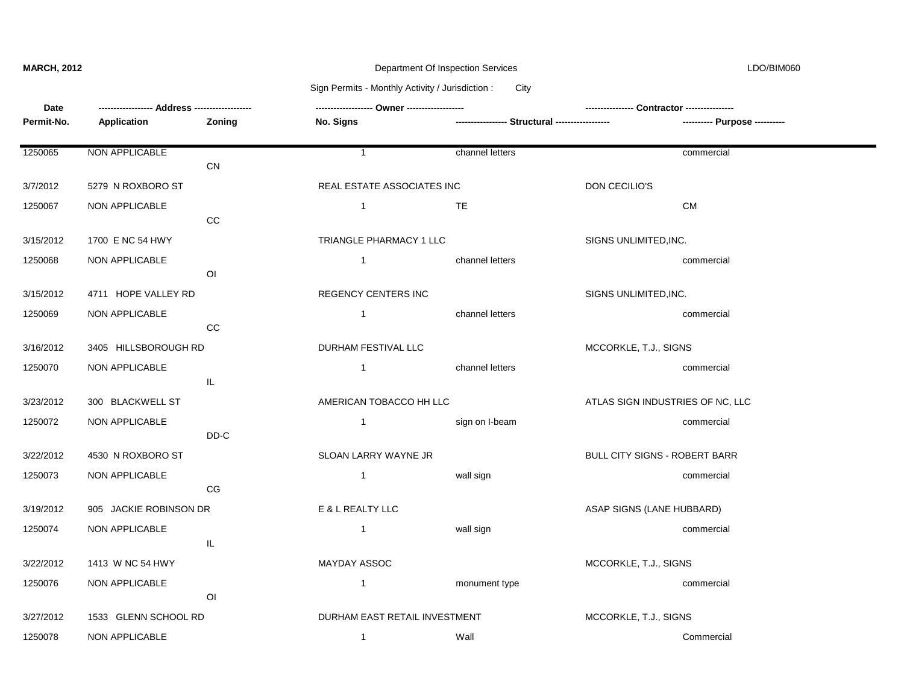| Permit-No. | Date | Application | Address | Zoning | No. Signs | Owner | Structural | Contractor | Purpose |
|---|---|---|---|---|---|---|---|---|---|
| 1250065 | 3/7/2012 | NON APPLICABLE | 5279 N ROXBORO ST | CN | 1 | REAL ESTATE ASSOCIATES INC | channel letters | DON CECILIO'S | commercial |
| 1250067 | 3/15/2012 | NON APPLICABLE | 1700 E NC 54 HWY | CC | 1 | TRIANGLE PHARMACY 1 LLC | TE | SIGNS UNLIMITED,INC. | CM |
| 1250068 | 3/15/2012 | NON APPLICABLE | 4711 HOPE VALLEY RD | OI | 1 | REGENCY CENTERS INC | channel letters | SIGNS UNLIMITED,INC. | commercial |
| 1250069 | 3/16/2012 | NON APPLICABLE | 3405 HILLSBOROUGH RD | CC | 1 | DURHAM FESTIVAL LLC | channel letters | MCCORKLE, T.J., SIGNS | commercial |
| 1250070 | 3/23/2012 | NON APPLICABLE | 300 BLACKWELL ST | IL | 1 | AMERICAN TOBACCO HH LLC | channel letters | ATLAS SIGN INDUSTRIES OF NC, LLC | commercial |
| 1250072 | 3/22/2012 | NON APPLICABLE | 4530 N ROXBORO ST | DD-C | 1 | SLOAN LARRY WAYNE JR | sign on I-beam | BULL CITY SIGNS - ROBERT BARR | commercial |
| 1250073 | 3/19/2012 | NON APPLICABLE | 905 JACKIE ROBINSON DR | CG | 1 | E & L REALTY LLC | wall sign | ASAP SIGNS (LANE HUBBARD) | commercial |
| 1250074 | 3/22/2012 | NON APPLICABLE | 1413 W NC 54 HWY | IL | 1 | MAYDAY ASSOC | wall sign | MCCORKLE, T.J., SIGNS | commercial |
| 1250076 | 3/27/2012 | NON APPLICABLE | 1533 GLENN SCHOOL RD | OI | 1 | DURHAM EAST RETAIL INVESTMENT | monument type | MCCORKLE, T.J., SIGNS | commercial |
| 1250078 | | NON APPLICABLE | | | 1 | | Wall | | Commercial |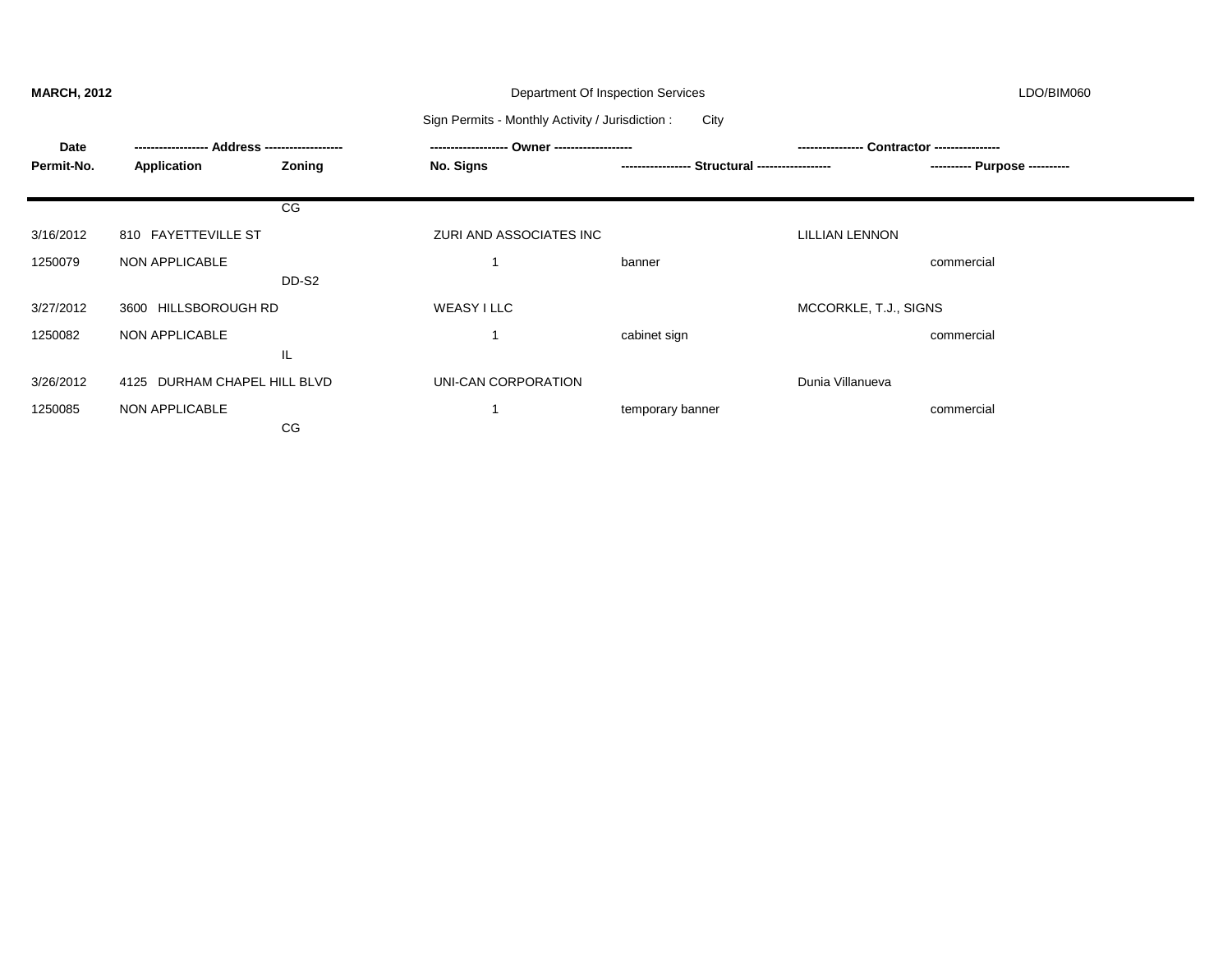| Date / Permit-No. | Address / Application | Zoning | Owner / No. Signs | Structural | Contractor | Purpose |
|---|---|---|---|---|---|---|
| | | CG | | | | |
| 3/16/2012 | 810 FAYETTEVILLE ST | | ZURI AND ASSOCIATES INC | | LILLIAN LENNON | |
| 1250079 | NON APPLICABLE | | 1 | banner | | commercial |
| | | DD-S2 | | | | |
| 3/27/2012 | 3600 HILLSBOROUGH RD | | WEASY I LLC | | MCCORKLE, T.J., SIGNS | |
| 1250082 | NON APPLICABLE | | 1 | cabinet sign | | commercial |
| | | IL | | | | |
| 3/26/2012 | 4125 DURHAM CHAPEL HILL BLVD | | UNI-CAN CORPORATION | | Dunia Villanueva | |
| 1250085 | NON APPLICABLE | | 1 | temporary banner | | commercial |
| | | CG | | | | |